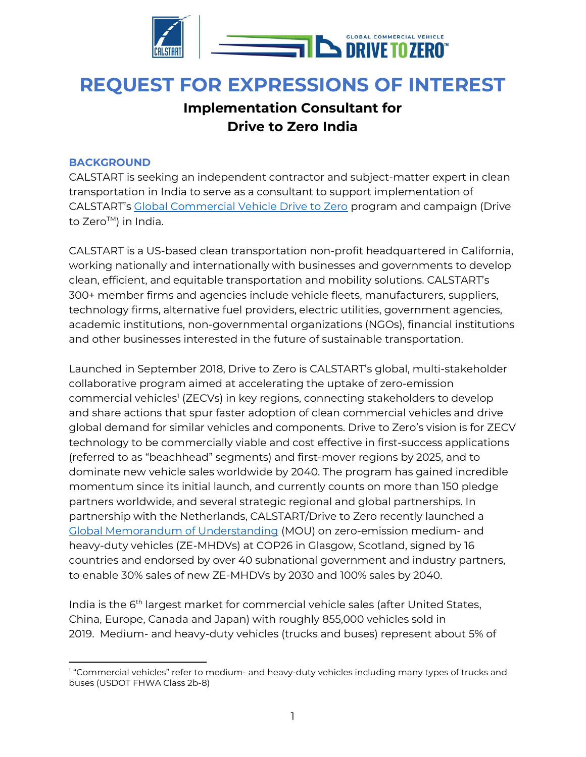# REQUEST FOR EXPRESSIONS OF INTEREST

## Implementation Consultant for Drive to Zero India

### BACKGROUND

CALSTART is seeking an independent contractor and subject-matter expert in clean transportation in India to serve as a consultant to support implementation of CALSTART's Global Commercial Vehicle Drive to Zero program and campaign (Drive to Zero™) in India.

CALSTART is a US-based clean transportation non-profit headquartered in California, working nationally and internationally with businesses and governments to develop clean, efficient, and equitable transportation and mobility solutions. CALSTART's 300+ member firms and agencies include vehicle fleets, manufacturers, suppliers, technology firms, alternative fuel providers, electric utilities, government agencies, academic institutions, non-governmental organizations (NGOs), financial institutions and other businesses interested in the future of sustainable transportation.

Launched in September 2018, Drive to Zero is CALSTART's global, multi-stakeholder collaborative program aimed at accelerating the uptake of zero-emission commercial vehicles[1] (ZECVs) in key regions, connecting stakeholders to develop and share actions that spur faster adoption of clean commercial vehicles and drive global demand for similar vehicles and components. Drive to Zero's vision is for ZECV technology to be commercially viable and cost effective in first-success applications (referred to as "beachhead" segments) and first-mover regions by 2025, and to dominate new vehicle sales worldwide by 2040. The program has gained incredible momentum since its initial launch, and currently counts on more than 150 pledge partners worldwide, and several strategic regional and global partnerships. In partnership with the Netherlands, CALSTART/Drive to Zero recently launched a Global Memorandum of Understanding (MOU) on zero-emission medium- and heavy-duty vehicles (ZE-MHDVs) at COP26 in Glasgow, Scotland, signed by 16 countries and endorsed by over 40 subnational government and industry partners, to enable 30% sales of new ZE-MHDVs by 2030 and 100% sales by 2040.

India is the 6th largest market for commercial vehicle sales (after United States, China, Europe, Canada and Japan) with roughly 855,000 vehicles sold in 2019. Medium- and heavy-duty vehicles (trucks and buses) represent about 5% of

[1] "Commercial vehicles" refer to medium- and heavy-duty vehicles including many types of trucks and buses (USDOT FHWA Class 2b-8)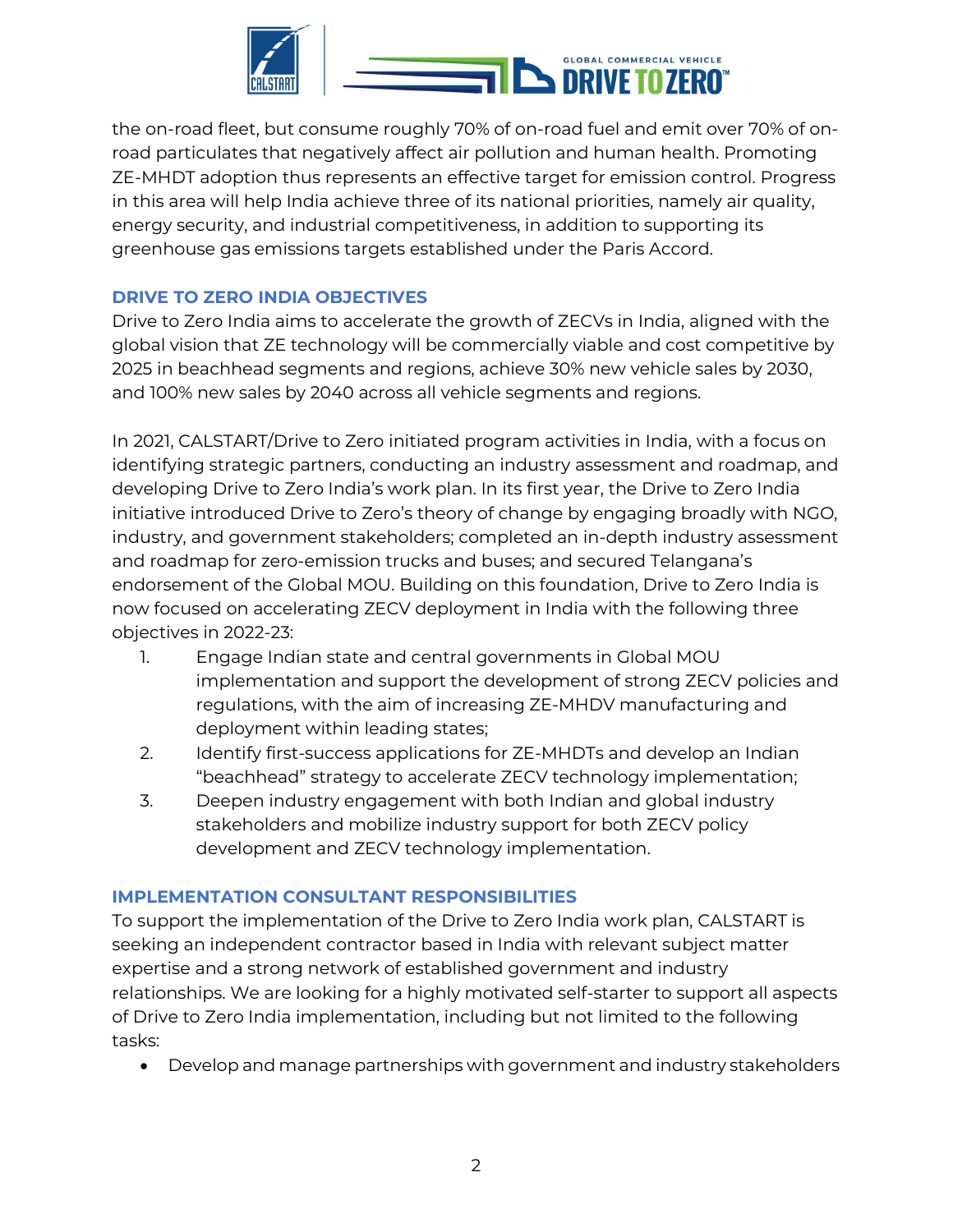the on-road fleet, but consume roughly 70% of on-road fuel and emit over 70% of on-road particulates that negatively affect air pollution and human health. Promoting ZE-MHDT adoption thus represents an effective target for emission control. Progress in this area will help India achieve three of its national priorities, namely air quality, energy security, and industrial competitiveness, in addition to supporting its greenhouse gas emissions targets established under the Paris Accord.

## DRIVE TO ZERO INDIA OBJECTIVES

Drive to Zero India aims to accelerate the growth of ZECVs in India, aligned with the global vision that ZE technology will be commercially viable and cost competitive by 2025 in beachhead segments and regions, achieve 30% new vehicle sales by 2030, and 100% new sales by 2040 across all vehicle segments and regions.

In 2021, CALSTART/Drive to Zero initiated program activities in India, with a focus on identifying strategic partners, conducting an industry assessment and roadmap, and developing Drive to Zero India's work plan. In its first year, the Drive to Zero India initiative introduced Drive to Zero's theory of change by engaging broadly with NGO, industry, and government stakeholders; completed an in-depth industry assessment and roadmap for zero-emission trucks and buses; and secured Telangana's endorsement of the Global MOU. Building on this foundation, Drive to Zero India is now focused on accelerating ZECV deployment in India with the following three objectives in 2022-23:

1. Engage Indian state and central governments in Global MOU implementation and support the development of strong ZECV policies and regulations, with the aim of increasing ZE-MHDV manufacturing and deployment within leading states;
2. Identify first-success applications for ZE-MHDTs and develop an Indian "beachhead" strategy to accelerate ZECV technology implementation;
3. Deepen industry engagement with both Indian and global industry stakeholders and mobilize industry support for both ZECV policy development and ZECV technology implementation.

## IMPLEMENTATION CONSULTANT RESPONSIBILITIES

To support the implementation of the Drive to Zero India work plan, CALSTART is seeking an independent contractor based in India with relevant subject matter expertise and a strong network of established government and industry relationships. We are looking for a highly motivated self-starter to support all aspects of Drive to Zero India implementation, including but not limited to the following tasks:

- Develop and manage partnerships with government and industry stakeholders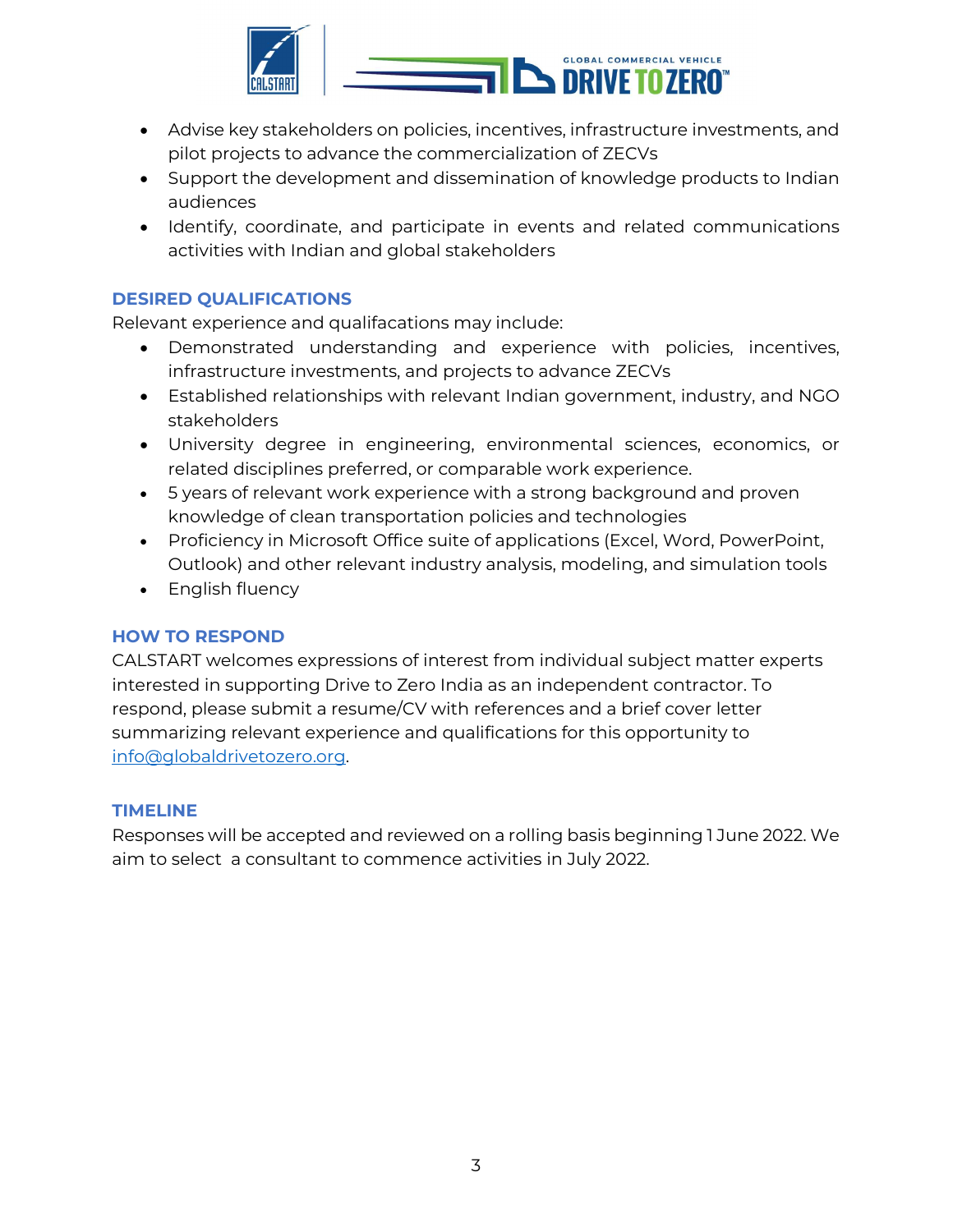- Advise key stakeholders on policies, incentives, infrastructure investments, and pilot projects to advance the commercialization of ZECVs
- Support the development and dissemination of knowledge products to Indian audiences
- Identify, coordinate, and participate in events and related communications activities with Indian and global stakeholders

## DESIRED QUALIFICATIONS

Relevant experience and qualafcations may include:

- Demonstrated understanding and experience with policies, incentives, infrastructure investments, and projects to advance ZECVs
- Established relationships with relevant Indian government, industry, and NGO stakeholders
- University degree in engineering, environmental sciences, economics, or related disciplines preferred, or comparable work experience.
- 5 years of relevant work experience with a strong background and proven knowledge of clean transportation policies and technologies
- Proficiency in Microsoft Office suite of applications (Excel, Word, PowerPoint, Outlook) and other relevant industry analysis, modeling, and simulation tools
- English fluency

## HOW TO RESPOND

CALSTART welcomes expressions of interest from individual subject matter experts interested in supporting Drive to Zero India as an independent contractor. To respond, please submit a resume/CV with references and a brief cover letter summarizing relevant experience and qualifications for this opportunity to [info@globaldrivetozero.org](mailto:info@globaldrivetozero.org).

## TIMELINE

Responses will be accepted and reviewed on a rolling basis beginning 1 June 2022. We aim to select a consultant to commence activities in July 2022.